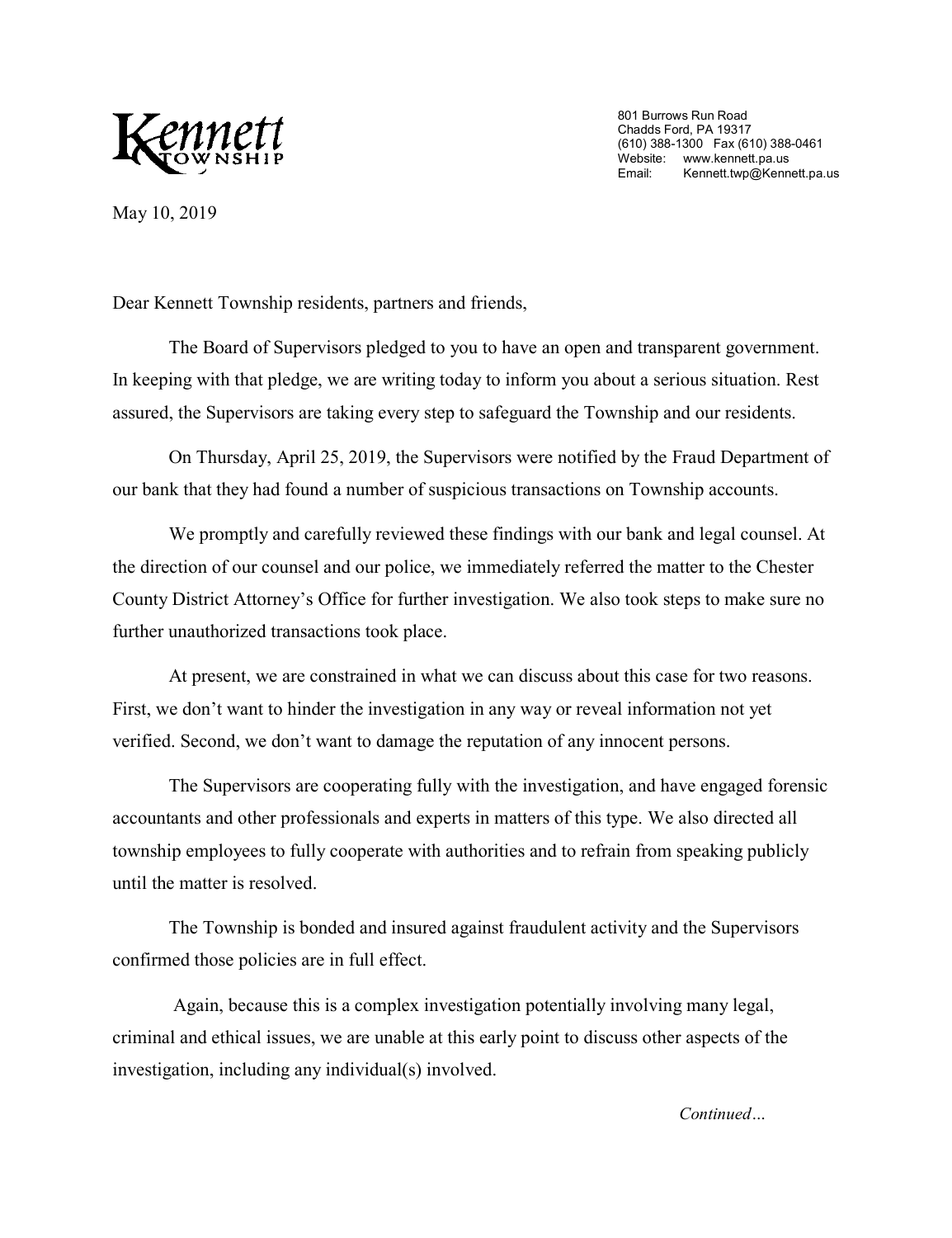**Kennett Township**

801 Burrows Run Road
Chadds Ford, PA 19317
(610) 388-1300 Fax (610) 388-0461
Website: www.kennett.pa.us
Email: Kennett.twp@Kennett.pa.us

May 10, 2019

Dear Kennett Township residents, partners and friends,

The Board of Supervisors pledged to you to have an open and transparent government. In keeping with that pledge, we are writing today to inform you about a serious situation. Rest assured, the Supervisors are taking every step to safeguard the Township and our residents.

On Thursday, April 25, 2019, the Supervisors were notified by the Fraud Department of our bank that they had found a number of suspicious transactions on Township accounts.

We promptly and carefully reviewed these findings with our bank and legal counsel. At the direction of our counsel and our police, we immediately referred the matter to the Chester County District Attorney's Office for further investigation. We also took steps to make sure no further unauthorized transactions took place.

At present, we are constrained in what we can discuss about this case for two reasons. First, we don't want to hinder the investigation in any way or reveal information not yet verified. Second, we don't want to damage the reputation of any innocent persons.

The Supervisors are cooperating fully with the investigation, and have engaged forensic accountants and other professionals and experts in matters of this type. We also directed all township employees to fully cooperate with authorities and to refrain from speaking publicly until the matter is resolved.

The Township is bonded and insured against fraudulent activity and the Supervisors confirmed those policies are in full effect.

Again, because this is a complex investigation potentially involving many legal, criminal and ethical issues, we are unable at this early point to discuss other aspects of the investigation, including any individual(s) involved.

*Continued…*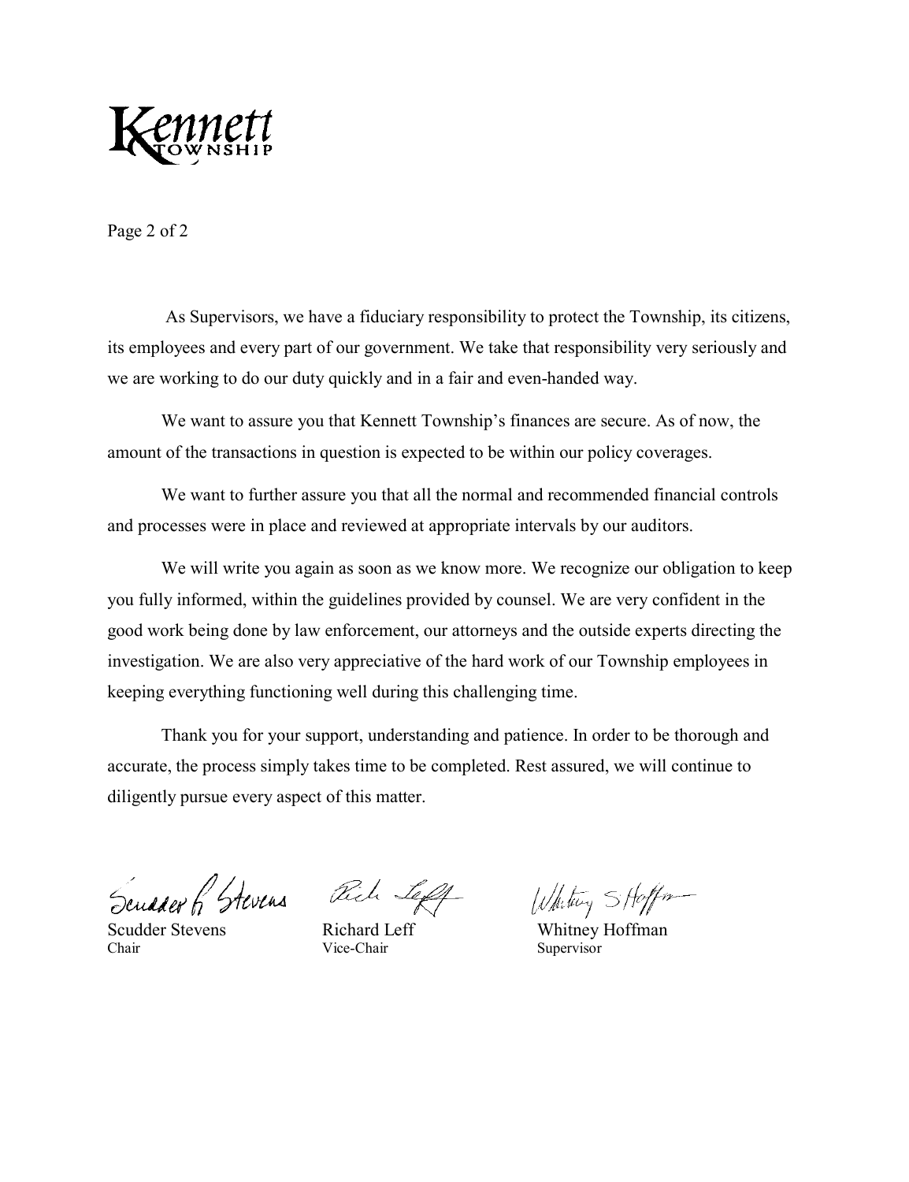As Supervisors, we have a fiduciary responsibility to protect the Township, its citizens, its employees and every part of our government. We take that responsibility very seriously and we are working to do our duty quickly and in a fair and even-handed way.

We want to assure you that Kennett Township's finances are secure. As of now, the amount of the transactions in question is expected to be within our policy coverages.

We want to further assure you that all the normal and recommended financial controls and processes were in place and reviewed at appropriate intervals by our auditors.

We will write you again as soon as we know more. We recognize our obligation to keep you fully informed, within the guidelines provided by counsel. We are very confident in the good work being done by law enforcement, our attorneys and the outside experts directing the investigation. We are also very appreciative of the hard work of our Township employees in keeping everything functioning well during this challenging time.

Thank you for your support, understanding and patience. In order to be thorough and accurate, the process simply takes time to be completed. Rest assured, we will continue to diligently pursue every aspect of this matter.

Scudder Stevens
Chair

Richard Leff
Vice-Chair

Whitney Hoffman
Supervisor